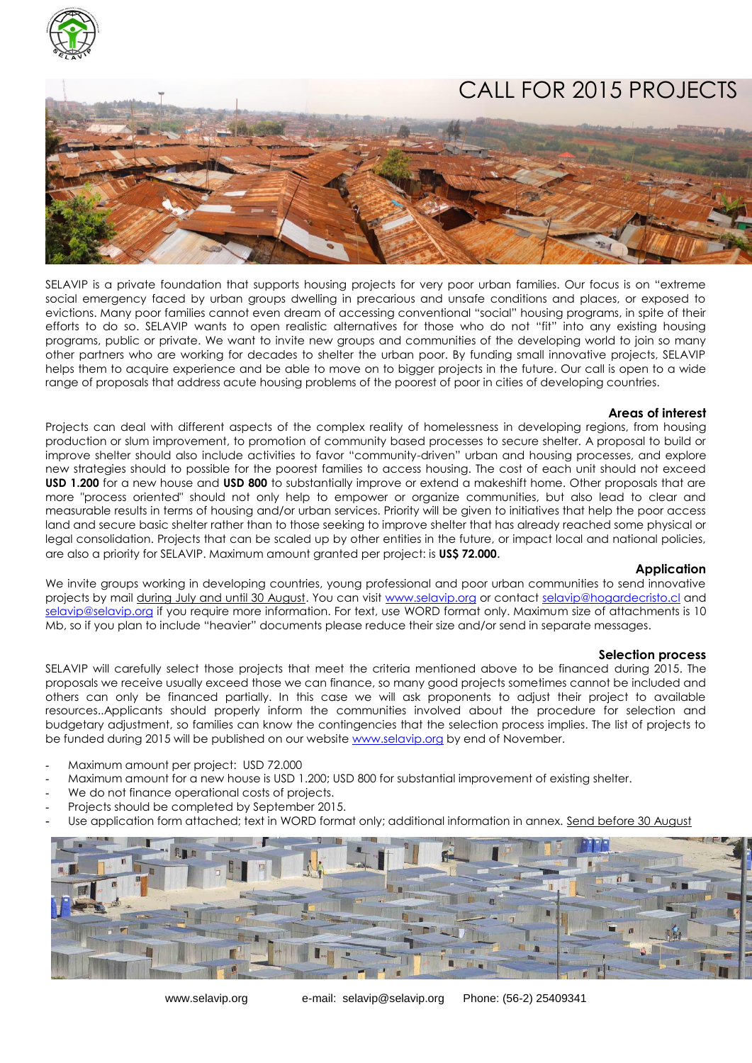# CALL FOR 2015 PROJECTS

SELAVIP is a private foundation that supports housing projects for very poor urban families. Our focus is on "extreme social emergency faced by urban groups dwelling in precarious and unsafe conditions and places, or exposed to evictions. Many poor families cannot even dream of accessing conventional "social" housing programs, in spite of their efforts to do so. SELAVIP wants to open realistic alternatives for those who do not "fit" into any existing housing programs, public or private. We want to invite new groups and communities of the developing world to join so many other partners who are working for decades to shelter the urban poor. By funding small innovative projects, SELAVIP helps them to acquire experience and be able to move on to bigger projects in the future. Our call is open to a wide range of proposals that address acute housing problems of the poorest of poor in cities of developing countries.

### Areas of interest

Projects can deal with different aspects of the complex reality of homelessness in developing regions, from housing production or slum improvement, to promotion of community based processes to secure shelter. A proposal to build or improve shelter should also include activities to favor "community-driven" urban and housing processes, and explore new strategies should to possible for the poorest families to access housing. The cost of each unit should not exceed **USD 1.200** for a new house and **USD 800** to substantially improve or extend a makeshift home. Other proposals that are more "process oriented" should not only help to empower or organize communities, but also lead to clear and measurable results in terms of housing and/or urban services. Priority will be given to initiatives that help the poor access land and secure basic shelter rather than to those seeking to improve shelter that has already reached some physical or legal consolidation. Projects that can be scaled up by other entities in the future, or impact local and national policies, are also a priority for SELAVIP. Maximum amount granted per project: is **US$ 72.000**.

### Application

We invite groups working in developing countries, young professional and poor urban communities to send innovative projects by mail during July and until 30 August. You can visit www.selavip.org or contact selavip@hogardecristo.cl and selavip@selavip.org if you require more information. For text, use WORD format only. Maximum size of attachments is 10 Mb, so if you plan to include "heavier" documents please reduce their size and/or send in separate messages.

### Selection process

SELAVIP will carefully select those projects that meet the criteria mentioned above to be financed during 2015. The proposals we receive usually exceed those we can finance, so many good projects sometimes cannot be included and others can only be financed partially. In this case we will ask proponents to adjust their project to available resources..Applicants should properly inform the communities involved about the procedure for selection and budgetary adjustment, so families can know the contingencies that the selection process implies. The list of projects to be funded during 2015 will be published on our website www.selavip.org by end of November.

- Maximum amount per project: USD 72.000
- Maximum amount for a new house is USD 1.200; USD 800 for substantial improvement of existing shelter.
- We do not finance operational costs of projects.
- Projects should be completed by September 2015.
- Use application form attached; text in WORD format only; additional information in annex. Send before 30 August

www.selavip.org e-mail: selavip@selavip.org Phone: (56-2) 25409341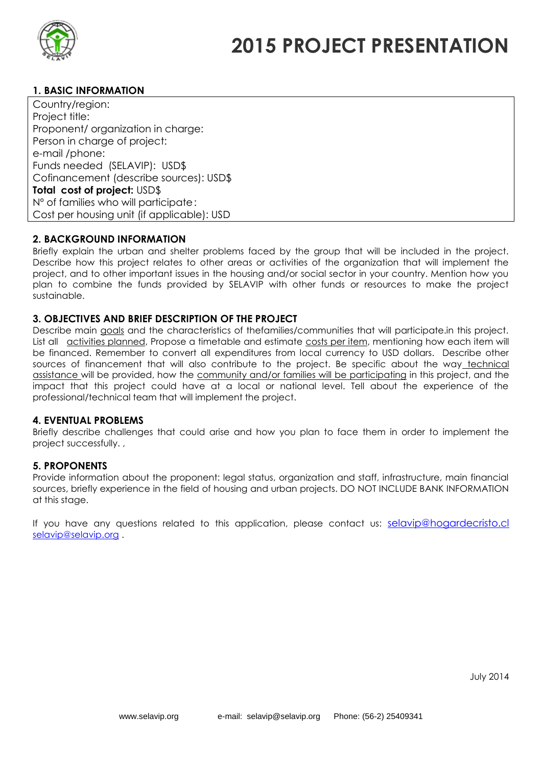# 2015 PROJECT PRESENTATION

## 1. BASIC INFORMATION

Country/region:
Project title:
Proponent/ organization in charge:
Person in charge of project:
e-mail /phone:
Funds needed (SELAVIP): USD$
Cofinancement (describe sources): USD$
**Total cost of project:** USD$
N° of families who will participate :
Cost per housing unit (if applicable): USD

## 2. BACKGROUND INFORMATION

Briefly explain the urban and shelter problems faced by the group that will be included in the project. Describe how this project relates to other areas or activities of the organization that will implement the project, and to other important issues in the housing and/or social sector in your country. Mention how you plan to combine the funds provided by SELAVIP with other funds or resources to make the project sustainable.

## 3. OBJECTIVES AND BRIEF DESCRIPTION OF THE PROJECT

Describe main goals and the characteristics of thefamilies/communities that will participate.in this project. List all activities planned, Propose a timetable and estimate costs per item, mentioning how each item will be financed. Remember to convert all expenditures from local currency to USD dollars. Describe other sources of financement that will also contribute to the project. Be specific about the way technical assistance will be provided, how the community and/or families will be participating in this project, and the impact that this project could have at a local or national level. Tell about the experience of the professional/technical team that will implement the project.

## 4. EVENTUAL PROBLEMS

Briefly describe challenges that could arise and how you plan to face them in order to implement the project successfully. ,

## 5. PROPONENTS

Provide information about the proponent: legal status, organization and staff, infrastructure, main financial sources, briefly experience in the field of housing and urban projects. DO NOT INCLUDE BANK INFORMATION at this stage.

If you have any questions related to this application, please contact us: selavip@hogardecristo.cl selavip@selavip.org .

July 2014

www.selavip.org e-mail: selavip@selavip.org Phone: (56-2) 25409341